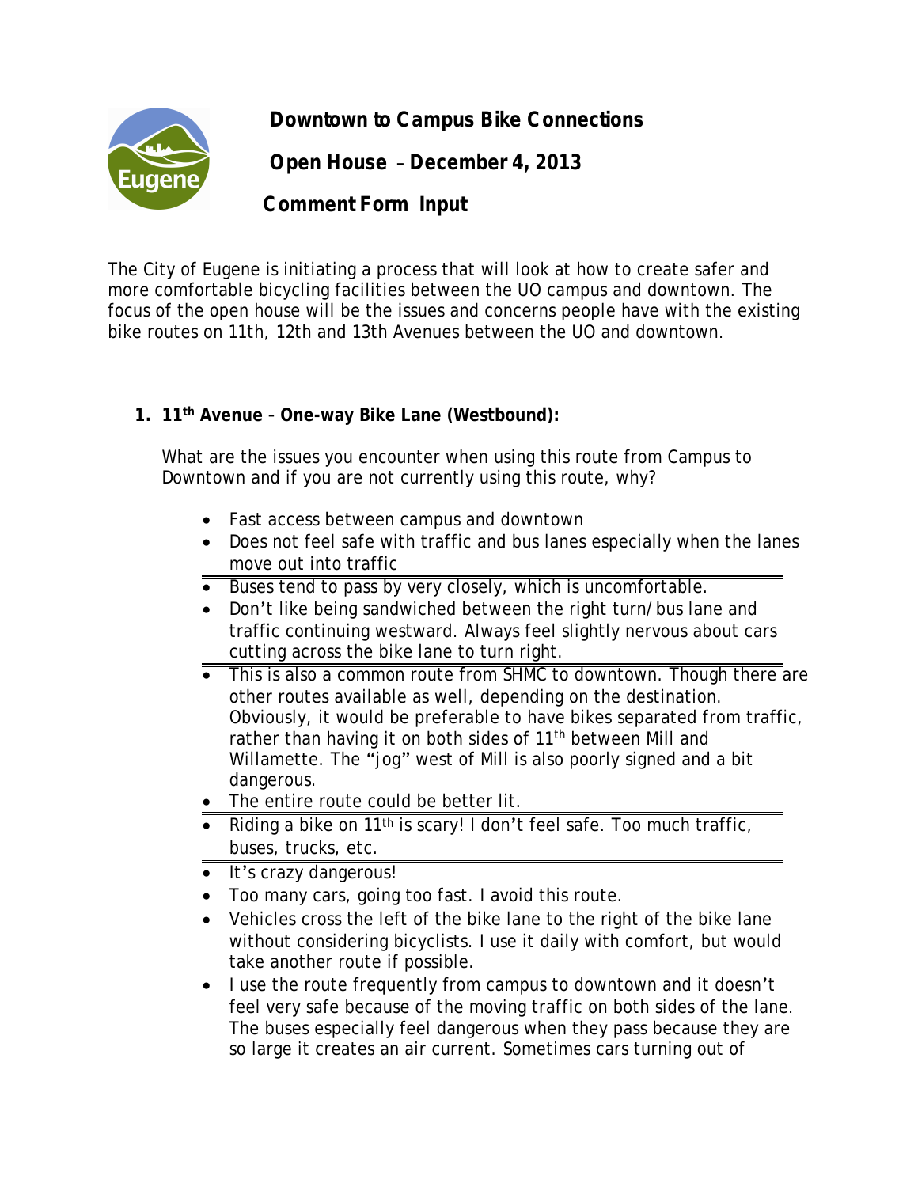# Downtown to Campus Bike Connections

## Open House – December 4, 2013

## Comment Form Input

The City of Eugene is initiating a process that will look at how to create safer and more comfortable bicycling facilities between the UO campus and downtown. The focus of the open house will be the issues and concerns people have with the existing bike routes on 11th, 12th and 13th Avenues between the UO and downtown.

1. **11th Avenue – One-way Bike Lane (Westbound):**

   What are the issues you encounter when using this route from Campus to Downtown and if you are not currently using this route, why?

   - Fast access between campus and downtown
   - Does not feel safe with traffic and bus lanes especially when the lanes move out into traffic

   ---

   - Buses tend to pass by very closely, which is uncomfortable.
   - Don't like being sandwiched between the right turn/bus lane and traffic continuing westward. Always feel slightly nervous about cars cutting across the bike lane to turn right.

   ---

   - This is also a common route from SHMC to downtown. Though there are other routes available as well, depending on the destination. Obviously, it would be preferable to have bikes separated from traffic, rather than having it on both sides of 11th between Mill and Willamette. The "jog" west of Mill is also poorly signed and a bit dangerous.
   - The entire route could be better lit.

   ---

   - Riding a bike on 11th is scary! I don't feel safe. Too much traffic, buses, trucks, etc.

   ---

   - It's crazy dangerous!
   - Too many cars, going too fast. I avoid this route.
   - Vehicles cross the left of the bike lane to the right of the bike lane without considering bicyclists. I use it daily with comfort, but would take another route if possible.
   - I use the route frequently from campus to downtown and it doesn't feel very safe because of the moving traffic on both sides of the lane. The buses especially feel dangerous when they pass because they are so large it creates an air current. Sometimes cars turning out of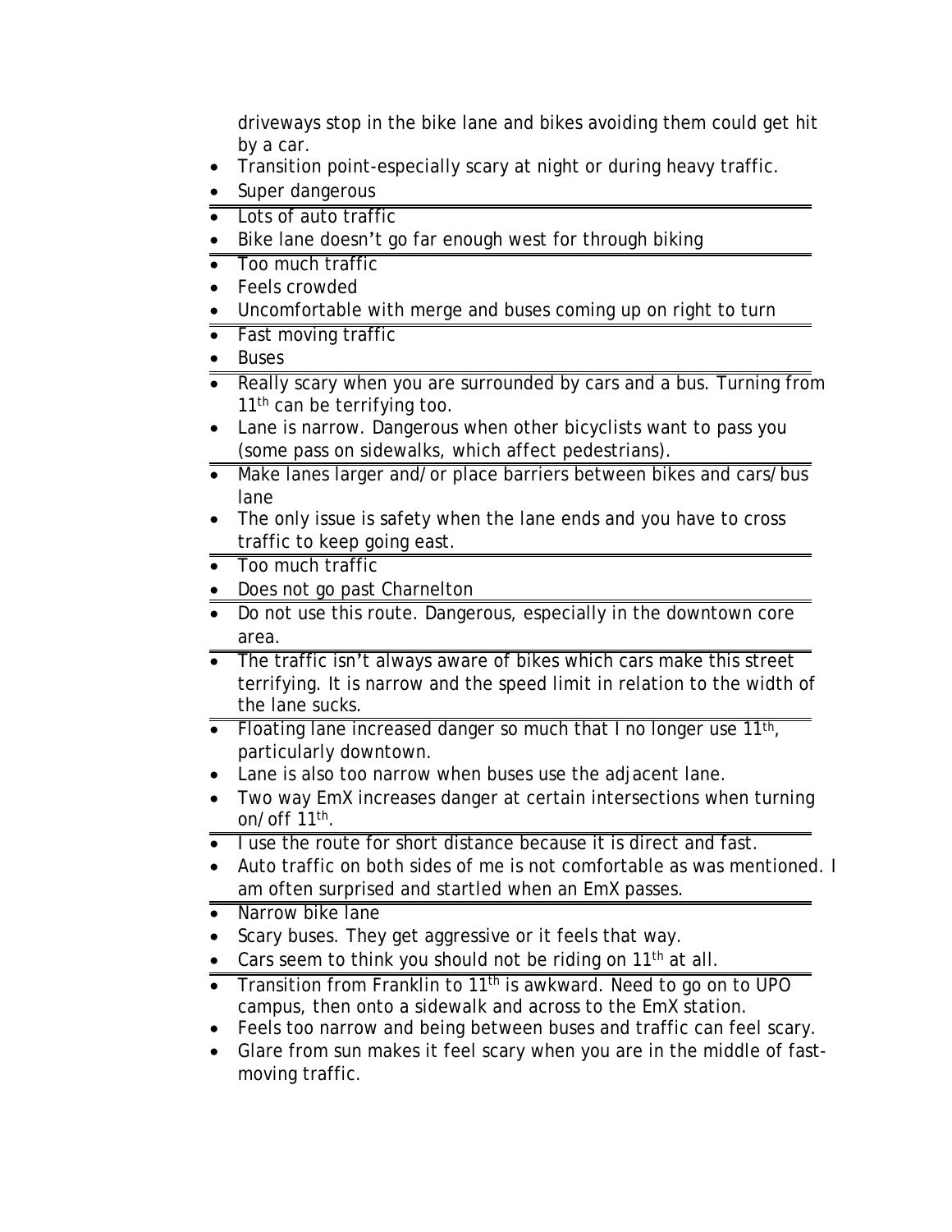driveways stop in the bike lane and bikes avoiding them could get hit by a car.

- Transition point-especially scary at night or during heavy traffic.
- Super dangerous

---

- Lots of auto traffic
- Bike lane doesn't go far enough west for through biking

---

- Too much traffic
- Feels crowded
- Uncomfortable with merge and buses coming up on right to turn

---

- Fast moving traffic
- Buses

---

- Really scary when you are surrounded by cars and a bus. Turning from 11th can be terrifying too.
- Lane is narrow. Dangerous when other bicyclists want to pass you (some pass on sidewalks, which affect pedestrians).

---

- Make lanes larger and/or place barriers between bikes and cars/bus lane
- The only issue is safety when the lane ends and you have to cross traffic to keep going east.

---

- Too much traffic
- Does not go past Charnelton

---

- Do not use this route. Dangerous, especially in the downtown core area.

---

- The traffic isn't always aware of bikes which cars make this street terrifying. It is narrow and the speed limit in relation to the width of the lane sucks.

---

- Floating lane increased danger so much that I no longer use 11th, particularly downtown.
- Lane is also too narrow when buses use the adjacent lane.
- Two way EmX increases danger at certain intersections when turning on/off 11th.

---

- I use the route for short distance because it is direct and fast.
- Auto traffic on both sides of me is not comfortable as was mentioned. I am often surprised and startled when an EmX passes.

---

- Narrow bike lane
- Scary buses. They get aggressive or it feels that way.
- Cars seem to think you should not be riding on 11th at all.

---

- Transition from Franklin to 11th is awkward. Need to go on to UPO campus, then onto a sidewalk and across to the EmX station.
- Feels too narrow and being between buses and traffic can feel scary.
- Glare from sun makes it feel scary when you are in the middle of fast-moving traffic.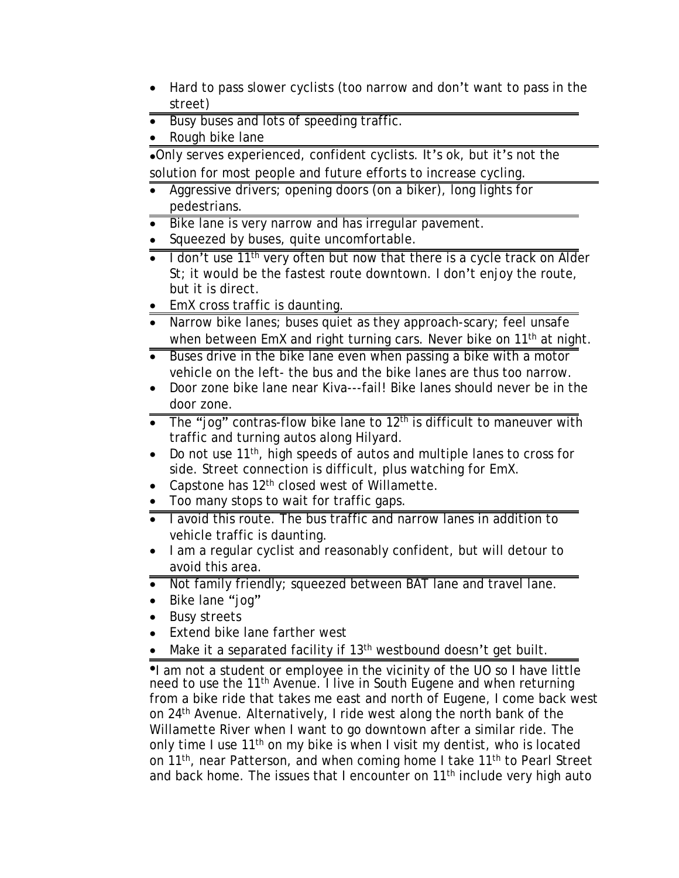- Hard to pass slower cyclists (too narrow and don't want to pass in the street)

---

- Busy buses and lots of speeding traffic.
- Rough bike lane

---

- Only serves experienced, confident cyclists. It's ok, but it's not the solution for most people and future efforts to increase cycling.

---

- Aggressive drivers; opening doors (on a biker), long lights for pedestrians.

---

- Bike lane is very narrow and has irregular pavement.
- Squeezed by buses, quite uncomfortable.

---

- I don't use 11th very often but now that there is a cycle track on Alder St; it would be the fastest route downtown. I don't enjoy the route, but it is direct.
- EmX cross traffic is daunting.

---

- Narrow bike lanes; buses quiet as they approach-scary; feel unsafe when between EmX and right turning cars. Never bike on 11th at night.

---

- Buses drive in the bike lane even when passing a bike with a motor vehicle on the left- the bus and the bike lanes are thus too narrow.
- Door zone bike lane near Kiva---fail! Bike lanes should never be in the door zone.

---

- The "jog" contras-flow bike lane to 12th is difficult to maneuver with traffic and turning autos along Hilyard.
- Do not use 11th, high speeds of autos and multiple lanes to cross for side. Street connection is difficult, plus watching for EmX.
- Capstone has 12th closed west of Willamette.
- Too many stops to wait for traffic gaps.

---

- I avoid this route. The bus traffic and narrow lanes in addition to vehicle traffic is daunting.
- I am a regular cyclist and reasonably confident, but will detour to avoid this area.

---

- Not family friendly; squeezed between BAT lane and travel lane.
- Bike lane "jog"
- Busy streets
- Extend bike lane farther west
- Make it a separated facility if 13th westbound doesn't get built.

---

- I am not a student or employee in the vicinity of the UO so I have little need to use the 11th Avenue. I live in South Eugene and when returning from a bike ride that takes me east and north of Eugene, I come back west on 24th Avenue. Alternatively, I ride west along the north bank of the Willamette River when I want to go downtown after a similar ride. The only time I use 11th on my bike is when I visit my dentist, who is located on 11th, near Patterson, and when coming home I take 11th to Pearl Street and back home. The issues that I encounter on 11th include very high auto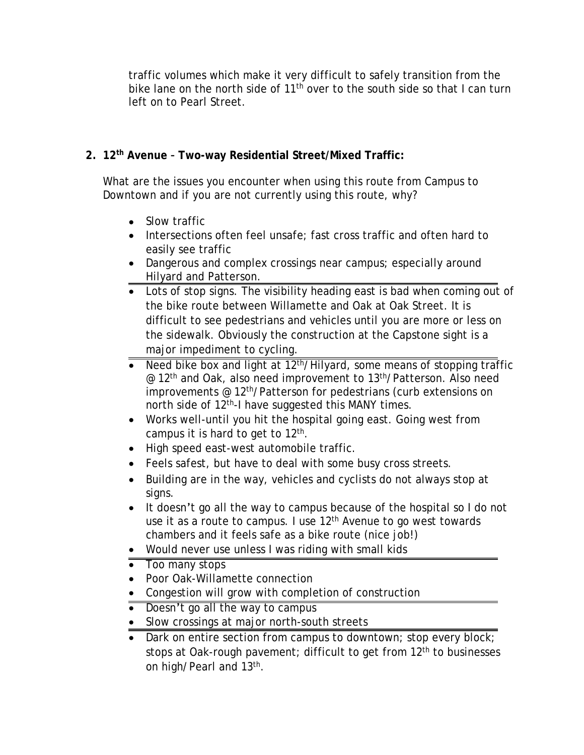traffic volumes which make it very difficult to safely transition from the bike lane on the north side of 11th over to the south side so that I can turn left on to Pearl Street.

**2. 12th Avenue – Two-way Residential Street/Mixed Traffic:**

What are the issues you encounter when using this route from Campus to Downtown and if you are not currently using this route, why?

- Slow traffic
- Intersections often feel unsafe; fast cross traffic and often hard to easily see traffic
- Dangerous and complex crossings near campus; especially around Hilyard and Patterson.
- Lots of stop signs. The visibility heading east is bad when coming out of the bike route between Willamette and Oak at Oak Street. It is difficult to see pedestrians and vehicles until you are more or less on the sidewalk. Obviously the construction at the Capstone sight is a major impediment to cycling.
- Need bike box and light at 12th/Hilyard, some means of stopping traffic @ 12th and Oak, also need improvement to 13th/Patterson. Also need improvements @ 12th/Patterson for pedestrians (curb extensions on north side of 12th-I have suggested this MANY times.
- Works well-until you hit the hospital going east. Going west from campus it is hard to get to 12th.
- High speed east-west automobile traffic.
- Feels safest, but have to deal with some busy cross streets.
- Building are in the way, vehicles and cyclists do not always stop at signs.
- It doesn't go all the way to campus because of the hospital so I do not use it as a route to campus. I use 12th Avenue to go west towards chambers and it feels safe as a bike route (nice job!)
- Would never use unless I was riding with small kids
- Too many stops
- Poor Oak-Willamette connection
- Congestion will grow with completion of construction
- Doesn't go all the way to campus
- Slow crossings at major north-south streets
- Dark on entire section from campus to downtown; stop every block; stops at Oak-rough pavement; difficult to get from 12th to businesses on high/Pearl and 13th.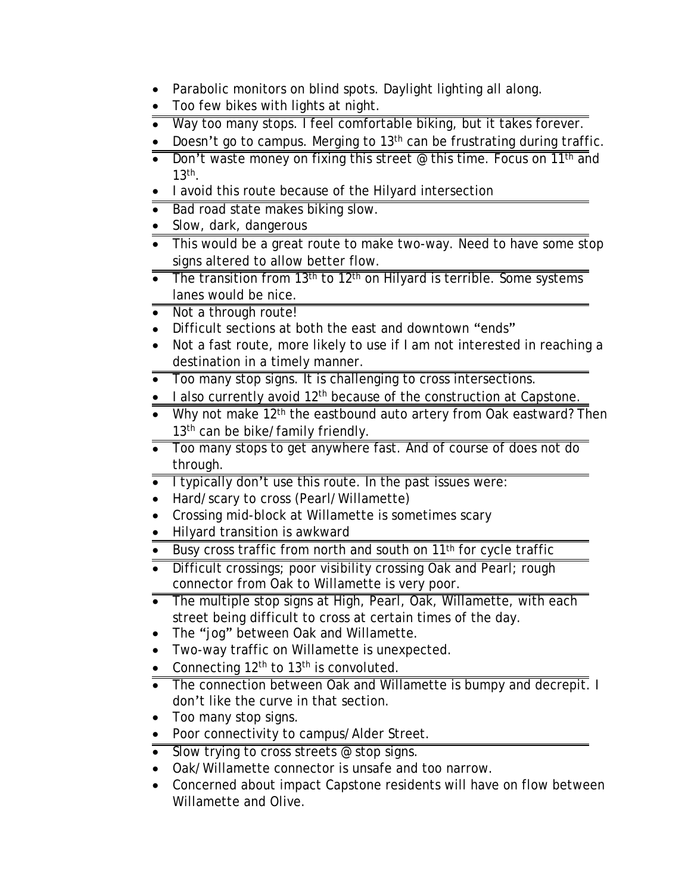- Parabolic monitors on blind spots. Daylight lighting all along.
- Too few bikes with lights at night.

---

- Way too many stops. I feel comfortable biking, but it takes forever.
- Doesn't go to campus. Merging to 13th can be frustrating during traffic.

---

- Don't waste money on fixing this street @ this time. Focus on 11th and 13th.
- I avoid this route because of the Hilyard intersection

---

- Bad road state makes biking slow.
- Slow, dark, dangerous

---

- This would be a great route to make two-way. Need to have some stop signs altered to allow better flow.

---

- The transition from 13th to 12th on Hilyard is terrible. Some systems lanes would be nice.

---

- Not a through route!
- Difficult sections at both the east and downtown "ends"
- Not a fast route, more likely to use if I am not interested in reaching a destination in a timely manner.

---

- Too many stop signs. It is challenging to cross intersections.
- I also currently avoid 12th because of the construction at Capstone.

---

- Why not make 12th the eastbound auto artery from Oak eastward? Then 13th can be bike/family friendly.

---

- Too many stops to get anywhere fast. And of course of does not do through.

---

- I typically don't use this route. In the past issues were:
- Hard/scary to cross (Pearl/Willamette)
- Crossing mid-block at Willamette is sometimes scary
- Hilyard transition is awkward

---

- Busy cross traffic from north and south on 11th for cycle traffic

---

- Difficult crossings; poor visibility crossing Oak and Pearl; rough connector from Oak to Willamette is very poor.

---

- The multiple stop signs at High, Pearl, Oak, Willamette, with each street being difficult to cross at certain times of the day.
- The "jog" between Oak and Willamette.
- Two-way traffic on Willamette is unexpected.
- Connecting 12th to 13th is convoluted.

---

- The connection between Oak and Willamette is bumpy and decrepit. I don't like the curve in that section.
- Too many stop signs.
- Poor connectivity to campus/Alder Street.

---

- Slow trying to cross streets @ stop signs.
- Oak/Willamette connector is unsafe and too narrow.
- Concerned about impact Capstone residents will have on flow between Willamette and Olive.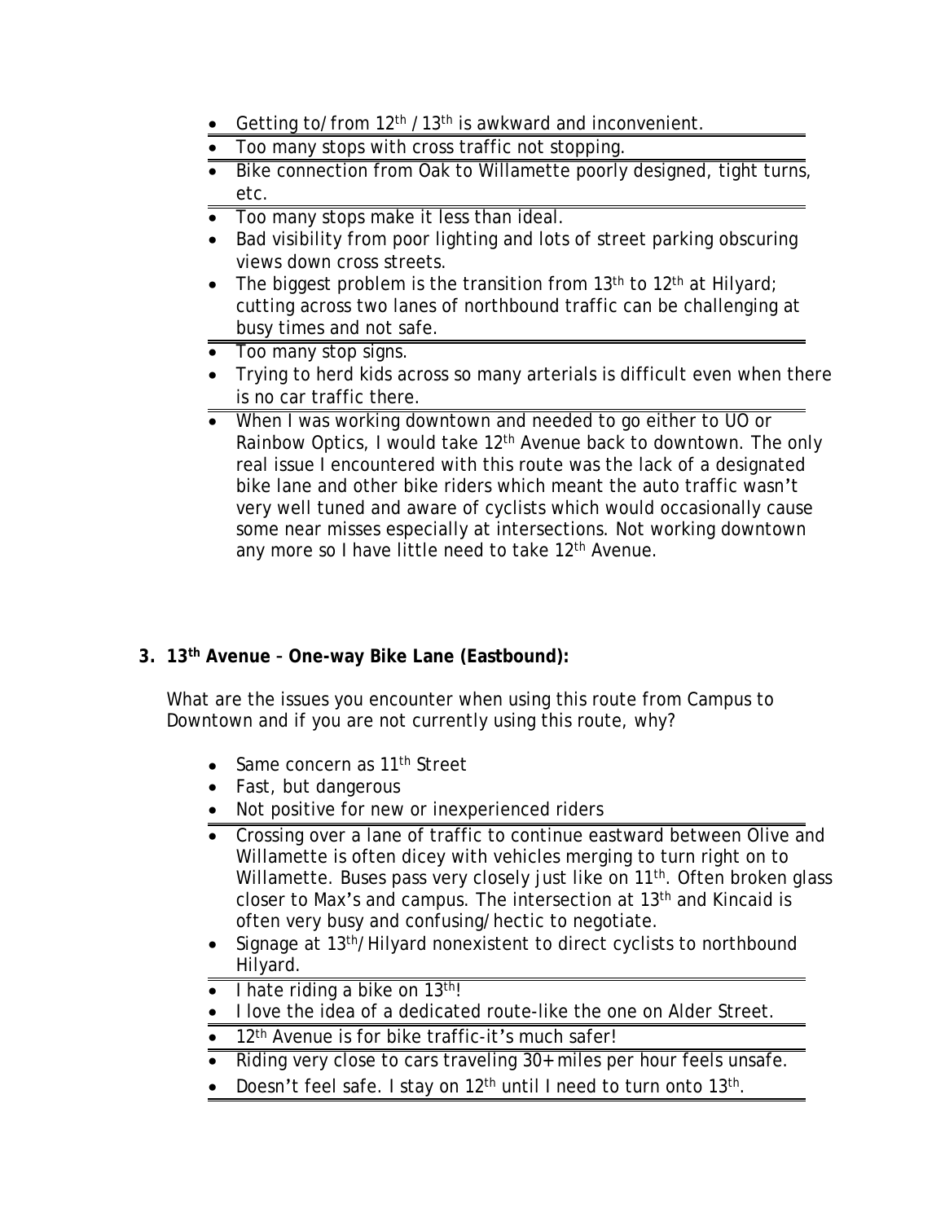- Getting to/from 12th / 13th is awkward and inconvenient.
- Too many stops with cross traffic not stopping.
- Bike connection from Oak to Willamette poorly designed, tight turns, etc.
- Too many stops make it less than ideal.
- Bad visibility from poor lighting and lots of street parking obscuring views down cross streets.
- The biggest problem is the transition from 13th to 12th at Hilyard; cutting across two lanes of northbound traffic can be challenging at busy times and not safe.
- Too many stop signs.
- Trying to herd kids across so many arterials is difficult even when there is no car traffic there.
- When I was working downtown and needed to go either to UO or Rainbow Optics, I would take 12th Avenue back to downtown. The only real issue I encountered with this route was the lack of a designated bike lane and other bike riders which meant the auto traffic wasn't very well tuned and aware of cyclists which would occasionally cause some near misses especially at intersections. Not working downtown any more so I have little need to take 12th Avenue.

**3. 13th Avenue – One-way Bike Lane (Eastbound):**

What are the issues you encounter when using this route from Campus to Downtown and if you are not currently using this route, why?

- Same concern as 11th Street
- Fast, but dangerous
- Not positive for new or inexperienced riders
- Crossing over a lane of traffic to continue eastward between Olive and Willamette is often dicey with vehicles merging to turn right on to Willamette. Buses pass very closely just like on 11th. Often broken glass closer to Max's and campus. The intersection at 13th and Kincaid is often very busy and confusing/hectic to negotiate.
- Signage at 13th/Hilyard nonexistent to direct cyclists to northbound Hilyard.
- I hate riding a bike on 13th!
- I love the idea of a dedicated route-like the one on Alder Street.
- 12th Avenue is for bike traffic-it's much safer!
- Riding very close to cars traveling 30+ miles per hour feels unsafe.
- Doesn't feel safe. I stay on 12th until I need to turn onto 13th.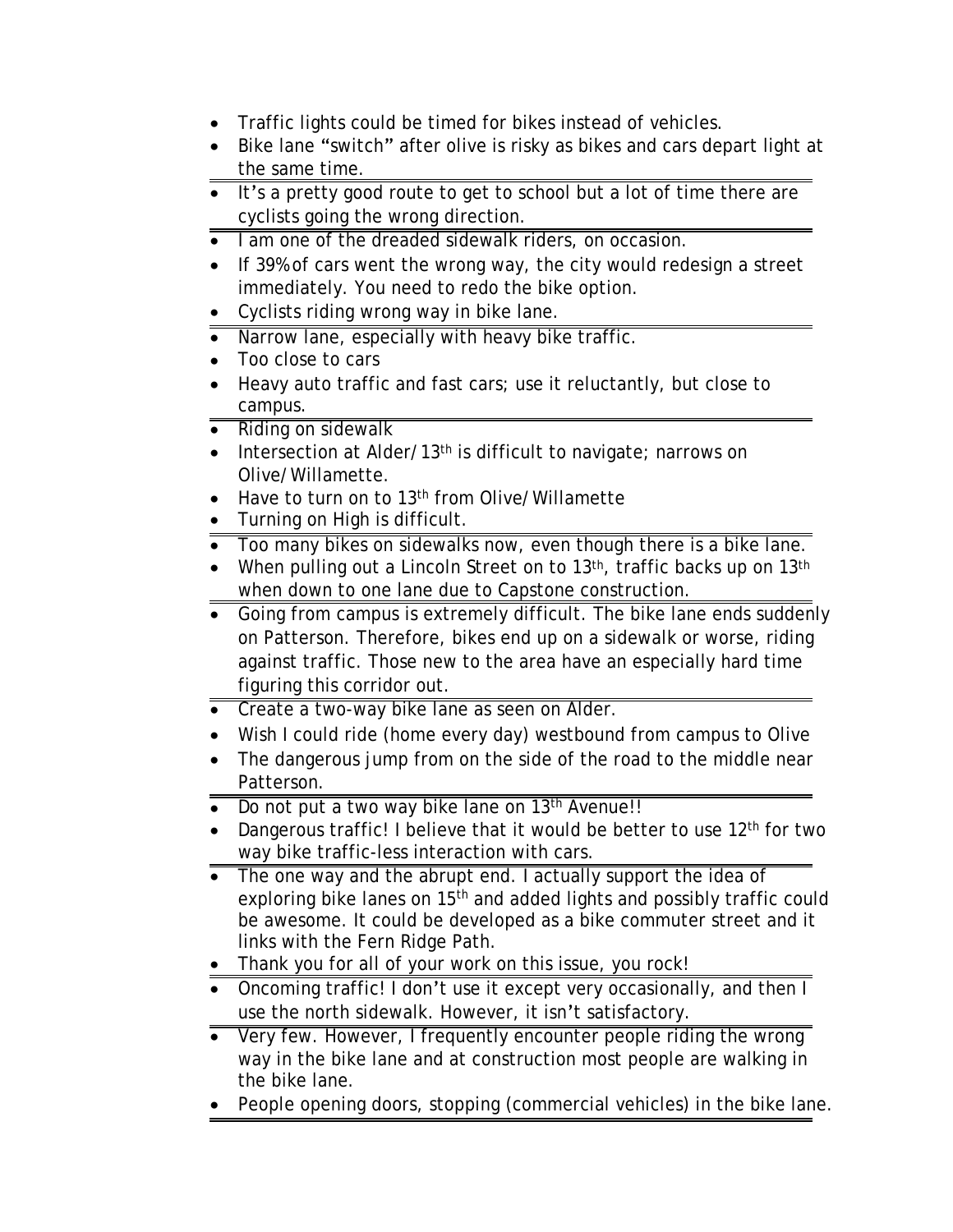- Traffic lights could be timed for bikes instead of vehicles.
- Bike lane "switch" after olive is risky as bikes and cars depart light at the same time.

---

- It's a pretty good route to get to school but a lot of time there are cyclists going the wrong direction.

---

- I am one of the dreaded sidewalk riders, on occasion.
- If 39% of cars went the wrong way, the city would redesign a street immediately. You need to redo the bike option.
- Cyclists riding wrong way in bike lane.

---

- Narrow lane, especially with heavy bike traffic.
- Too close to cars
- Heavy auto traffic and fast cars; use it reluctantly, but close to campus.

---

- Riding on sidewalk
- Intersection at Alder/13th is difficult to navigate; narrows on Olive/Willamette.
- Have to turn on to 13th from Olive/Willamette
- Turning on High is difficult.

---

- Too many bikes on sidewalks now, even though there is a bike lane.
- When pulling out a Lincoln Street on to 13th, traffic backs up on 13th when down to one lane due to Capstone construction.

---

- Going from campus is extremely difficult. The bike lane ends suddenly on Patterson. Therefore, bikes end up on a sidewalk or worse, riding against traffic. Those new to the area have an especially hard time figuring this corridor out.

---

- Create a two-way bike lane as seen on Alder.
- Wish I could ride (home every day) westbound from campus to Olive
- The dangerous jump from on the side of the road to the middle near Patterson.

---

- Do not put a two way bike lane on 13th Avenue!!
- Dangerous traffic! I believe that it would be better to use 12th for two way bike traffic-less interaction with cars.

---

- The one way and the abrupt end. I actually support the idea of exploring bike lanes on 15th and added lights and possibly traffic could be awesome. It could be developed as a bike commuter street and it links with the Fern Ridge Path.
- Thank you for all of your work on this issue, you rock!

---

- Oncoming traffic! I don't use it except very occasionally, and then I use the north sidewalk. However, it isn't satisfactory.

---

- Very few. However, I frequently encounter people riding the wrong way in the bike lane and at construction most people are walking in the bike lane.
- People opening doors, stopping (commercial vehicles) in the bike lane.

---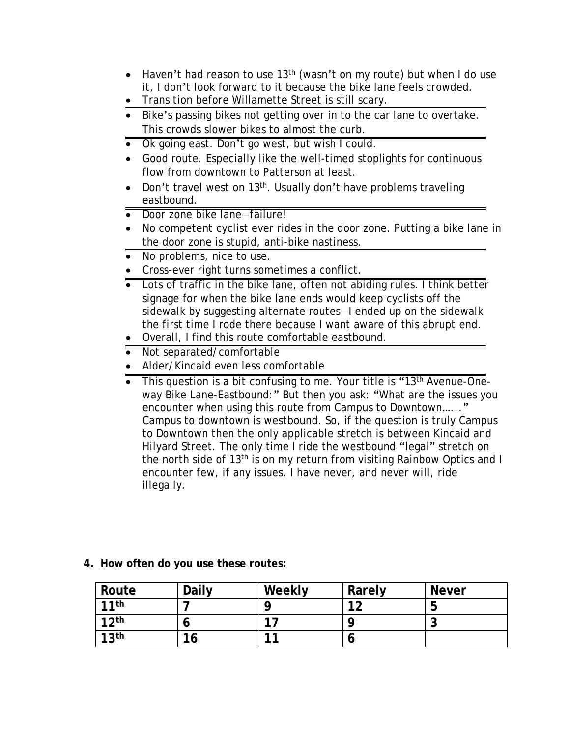- Haven't had reason to use 13th (wasn't on my route) but when I do use it, I don't look forward to it because the bike lane feels crowded.
- Transition before Willamette Street is still scary.

---

- Bike's passing bikes not getting over in to the car lane to overtake. This crowds slower bikes to almost the curb.

---

- Ok going east. Don't go west, but wish I could.
- Good route. Especially like the well-timed stoplights for continuous flow from downtown to Patterson at least.
- Don't travel west on 13th. Usually don't have problems traveling eastbound.

---

- Door zone bike lane—failure!
- No competent cyclist ever rides in the door zone. Putting a bike lane in the door zone is stupid, anti-bike nastiness.

---

- No problems, nice to use.
- Cross-ever right turns sometimes a conflict.

---

- Lots of traffic in the bike lane, often not abiding rules. I think better signage for when the bike lane ends would keep cyclists off the sidewalk by suggesting alternate routes—I ended up on the sidewalk the first time I rode there because I want aware of this abrupt end.
- Overall, I find this route comfortable eastbound.

---

- Not separated/comfortable
- Alder/Kincaid even less comfortable

---

- This question is a bit confusing to me. Your title is "13th Avenue-One-way Bike Lane-Eastbound:" But then you ask: "What are the issues you encounter when using this route from Campus to Downtown….." Campus to downtown is westbound. So, if the question is truly Campus to Downtown then the only applicable stretch is between Kincaid and Hilyard Street. The only time I ride the westbound "legal" stretch on the north side of 13th is on my return from visiting Rainbow Optics and I encounter few, if any issues. I have never, and never will, ride illegally.

**4. How often do you use these routes:**

| Route | Daily | Weekly | Rarely | Never |
|---|---|---|---|---|
| 11th | 7 | 9 | 12 | 5 |
| 12th | 6 | 17 | 9 | 3 |
| 13th | 16 | 11 | 6 | |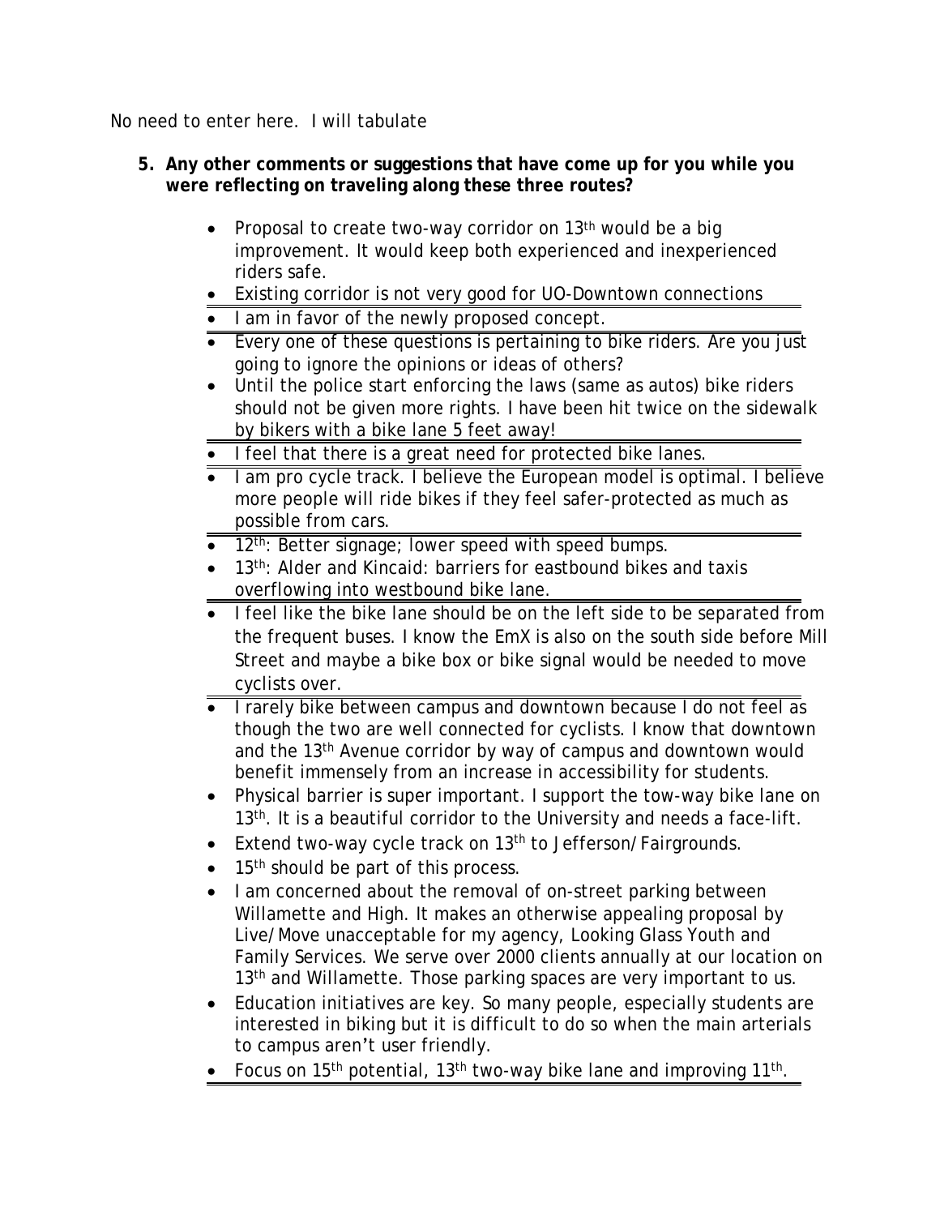No need to enter here. I will tabulate

5. **Any other comments or suggestions that have come up for you while you were reflecting on traveling along these three routes?**

- Proposal to create two-way corridor on 13th would be a big improvement. It would keep both experienced and inexperienced riders safe.
- Existing corridor is not very good for UO-Downtown connections
- I am in favor of the newly proposed concept.
- Every one of these questions is pertaining to bike riders. Are you just going to ignore the opinions or ideas of others?
- Until the police start enforcing the laws (same as autos) bike riders should not be given more rights. I have been hit twice on the sidewalk by bikers with a bike lane 5 feet away!
- I feel that there is a great need for protected bike lanes.
- I am pro cycle track. I believe the European model is optimal. I believe more people will ride bikes if they feel safer-protected as much as possible from cars.
- 12th: Better signage; lower speed with speed bumps.
- 13th: Alder and Kincaid: barriers for eastbound bikes and taxis overflowing into westbound bike lane.
- I feel like the bike lane should be on the left side to be separated from the frequent buses. I know the EmX is also on the south side before Mill Street and maybe a bike box or bike signal would be needed to move cyclists over.
- I rarely bike between campus and downtown because I do not feel as though the two are well connected for cyclists. I know that downtown and the 13th Avenue corridor by way of campus and downtown would benefit immensely from an increase in accessibility for students.
- Physical barrier is super important. I support the tow-way bike lane on 13th. It is a beautiful corridor to the University and needs a face-lift.
- Extend two-way cycle track on 13th to Jefferson/Fairgrounds.
- 15th should be part of this process.
- I am concerned about the removal of on-street parking between Willamette and High. It makes an otherwise appealing proposal by Live/Move unacceptable for my agency, Looking Glass Youth and Family Services. We serve over 2000 clients annually at our location on 13th and Willamette. Those parking spaces are very important to us.
- Education initiatives are key. So many people, especially students are interested in biking but it is difficult to do so when the main arterials to campus aren't user friendly.
- Focus on 15th potential, 13th two-way bike lane and improving 11th.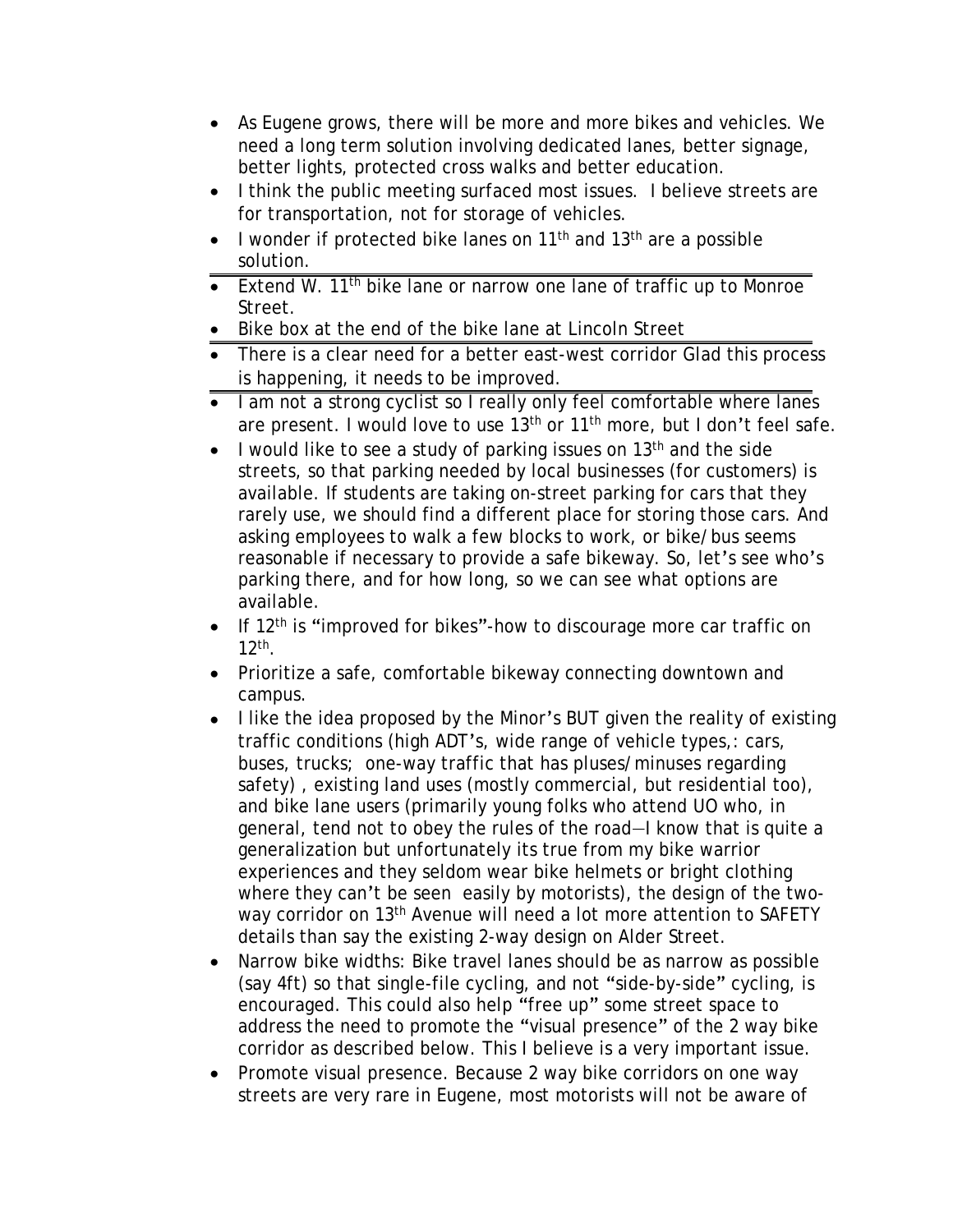- As Eugene grows, there will be more and more bikes and vehicles. We need a long term solution involving dedicated lanes, better signage, better lights, protected cross walks and better education.
- I think the public meeting surfaced most issues. I believe streets are for transportation, not for storage of vehicles.
- I wonder if protected bike lanes on 11th and 13th are a possible solution.
- Extend W. 11th bike lane or narrow one lane of traffic up to Monroe Street.
- Bike box at the end of the bike lane at Lincoln Street
- There is a clear need for a better east-west corridor Glad this process is happening, it needs to be improved.
- I am not a strong cyclist so I really only feel comfortable where lanes are present. I would love to use 13th or 11th more, but I don't feel safe.
- I would like to see a study of parking issues on 13th and the side streets, so that parking needed by local businesses (for customers) is available. If students are taking on-street parking for cars that they rarely use, we should find a different place for storing those cars. And asking employees to walk a few blocks to work, or bike/bus seems reasonable if necessary to provide a safe bikeway. So, let's see who's parking there, and for how long, so we can see what options are available.
- If 12th is "improved for bikes"-how to discourage more car traffic on 12th.
- Prioritize a safe, comfortable bikeway connecting downtown and campus.
- I like the idea proposed by the Minor's BUT given the reality of existing traffic conditions (high ADT's, wide range of vehicle types,: cars, buses, trucks; one-way traffic that has pluses/minuses regarding safety) , existing land uses (mostly commercial, but residential too), and bike lane users (primarily young folks who attend UO who, in general, tend not to obey the rules of the road—I know that is quite a generalization but unfortunately its true from my bike warrior experiences and they seldom wear bike helmets or bright clothing where they can't be seen easily by motorists), the design of the two-way corridor on 13th Avenue will need a lot more attention to SAFETY details than say the existing 2-way design on Alder Street.
- Narrow bike widths: Bike travel lanes should be as narrow as possible (say 4ft) so that single-file cycling, and not "side-by-side" cycling, is encouraged. This could also help "free up" some street space to address the need to promote the "visual presence" of the 2 way bike corridor as described below. This I believe is a very important issue.
- Promote visual presence. Because 2 way bike corridors on one way streets are very rare in Eugene, most motorists will not be aware of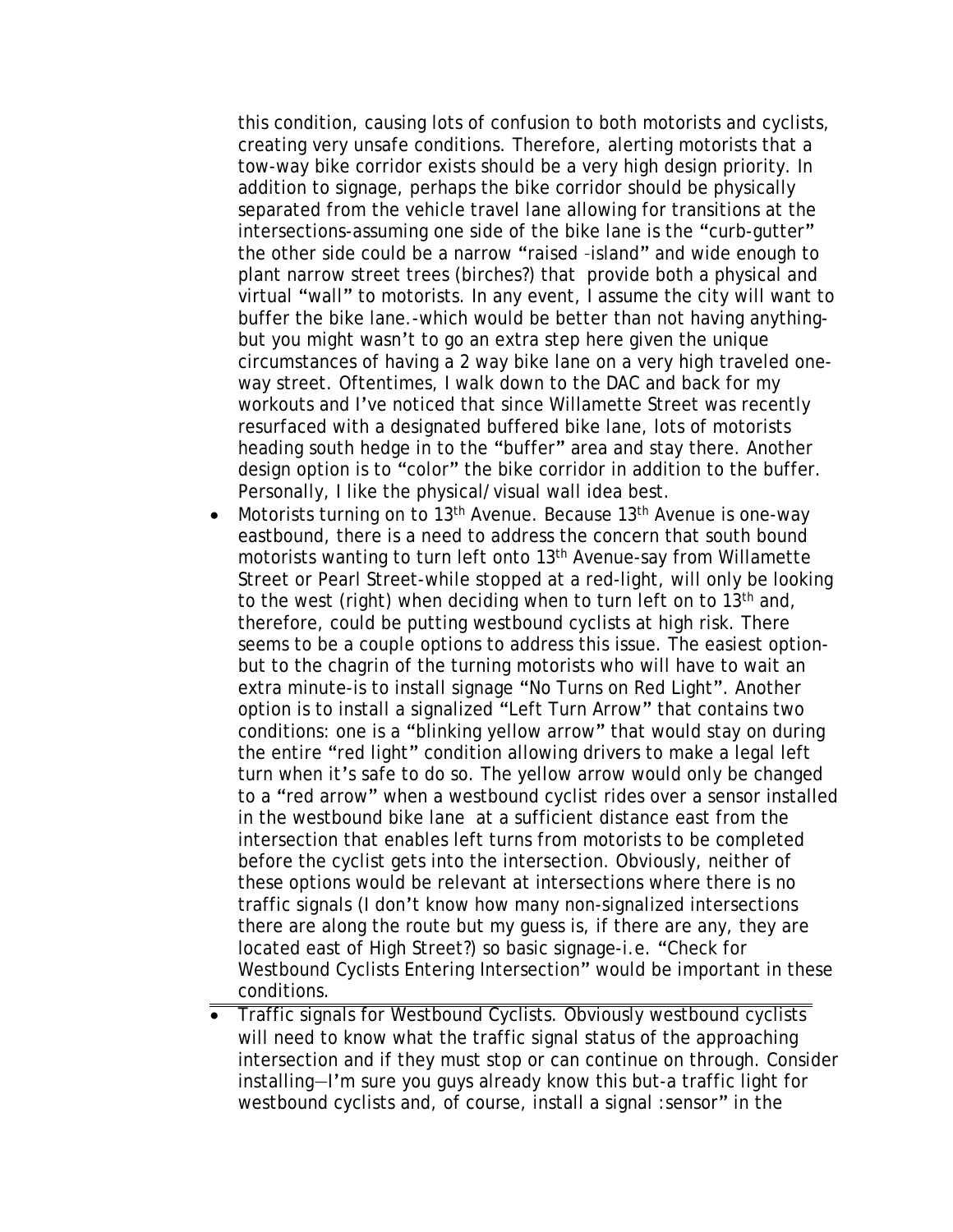this condition, causing lots of confusion to both motorists and cyclists, creating very unsafe conditions. Therefore, alerting motorists that a tow-way bike corridor exists should be a very high design priority. In addition to signage, perhaps the bike corridor should be physically separated from the vehicle travel lane allowing for transitions at the intersections-assuming one side of the bike lane is the "curb-gutter" the other side could be a narrow "raised –island" and wide enough to plant narrow street trees (birches?) that provide both a physical and virtual "wall" to motorists. In any event, I assume the city will want to buffer the bike lane.-which would be better than not having anything-but you might wasn't to go an extra step here given the unique circumstances of having a 2 way bike lane on a very high traveled one-way street. Oftentimes, I walk down to the DAC and back for my workouts and I've noticed that since Willamette Street was recently resurfaced with a designated buffered bike lane, lots of motorists heading south hedge in to the "buffer" area and stay there. Another design option is to "color" the bike corridor in addition to the buffer. Personally, I like the physical/visual wall idea best.

- Motorists turning on to 13th Avenue. Because 13th Avenue is one-way eastbound, there is a need to address the concern that south bound motorists wanting to turn left onto 13th Avenue-say from Willamette Street or Pearl Street-while stopped at a red-light, will only be looking to the west (right) when deciding when to turn left on to 13th and, therefore, could be putting westbound cyclists at high risk. There seems to be a couple options to address this issue. The easiest option-but to the chagrin of the turning motorists who will have to wait an extra minute-is to install signage "No Turns on Red Light". Another option is to install a signalized "Left Turn Arrow" that contains two conditions: one is a "blinking yellow arrow" that would stay on during the entire "red light" condition allowing drivers to make a legal left turn when it's safe to do so. The yellow arrow would only be changed to a "red arrow" when a westbound cyclist rides over a sensor installed in the westbound bike lane at a sufficient distance east from the intersection that enables left turns from motorists to be completed before the cyclist gets into the intersection. Obviously, neither of these options would be relevant at intersections where there is no traffic signals (I don't know how many non-signalized intersections there are along the route but my guess is, if there are any, they are located east of High Street?) so basic signage-i.e. "Check for Westbound Cyclists Entering Intersection" would be important in these conditions.
- Traffic signals for Westbound Cyclists. Obviously westbound cyclists will need to know what the traffic signal status of the approaching intersection and if they must stop or can continue on through. Consider installing—I'm sure you guys already know this but-a traffic light for westbound cyclists and, of course, install a signal :sensor" in the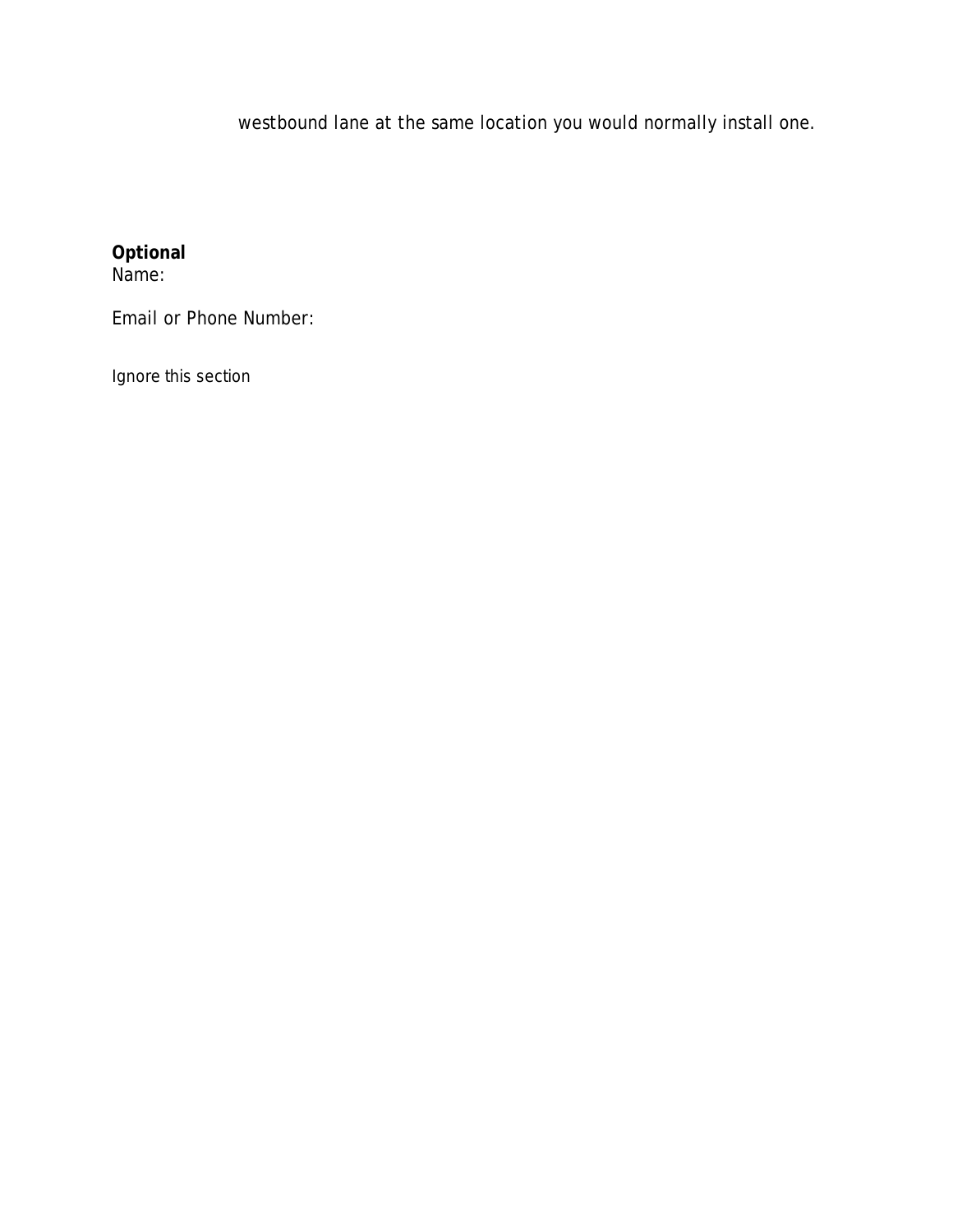westbound lane at the same location you would normally install one.

**Optional**
Name:

Email or Phone Number:

Ignore this section